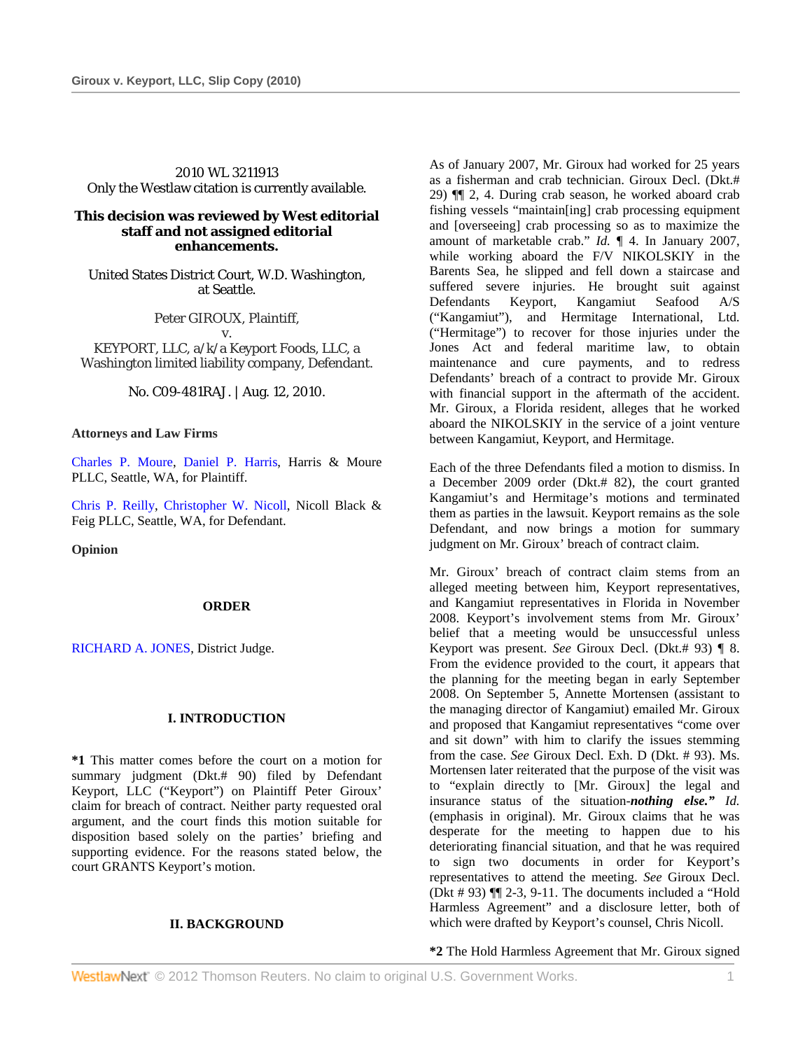2010 WL 3211913
Only the Westlaw citation is currently available.

**This decision was reviewed by West editorial staff and not assigned editorial enhancements.**

United States District Court, W.D. Washington, at Seattle.

Peter GIROUX, Plaintiff,
v.
KEYPORT, LLC, a/k/a Keyport Foods, LLC, a Washington limited liability company, Defendant.

No. C09-481RAJ. | Aug. 12, 2010.

**Attorneys and Law Firms**

Charles P. Moure, Daniel P. Harris, Harris & Moure PLLC, Seattle, WA, for Plaintiff.

Chris P. Reilly, Christopher W. Nicoll, Nicoll Black & Feig PLLC, Seattle, WA, for Defendant.

**Opinion**

## ORDER

RICHARD A. JONES, District Judge.

## I. INTRODUCTION

**\*1** This matter comes before the court on a motion for summary judgment (Dkt.# 90) filed by Defendant Keyport, LLC ("Keyport") on Plaintiff Peter Giroux' claim for breach of contract. Neither party requested oral argument, and the court finds this motion suitable for disposition based solely on the parties' briefing and supporting evidence. For the reasons stated below, the court GRANTS Keyport's motion.

## II. BACKGROUND

As of January 2007, Mr. Giroux had worked for 25 years as a fisherman and crab technician. Giroux Decl. (Dkt.# 29) ¶¶ 2, 4. During crab season, he worked aboard crab fishing vessels "maintain[ing] crab processing equipment and [overseeing] crab processing so as to maximize the amount of marketable crab." *Id.* ¶ 4. In January 2007, while working aboard the F/V NIKOLSKIY in the Barents Sea, he slipped and fell down a staircase and suffered severe injuries. He brought suit against Defendants Keyport, Kangamiut Seafood A/S ("Kangamiut"), and Hermitage International, Ltd. ("Hermitage") to recover for those injuries under the Jones Act and federal maritime law, to obtain maintenance and cure payments, and to redress Defendants' breach of a contract to provide Mr. Giroux with financial support in the aftermath of the accident. Mr. Giroux, a Florida resident, alleges that he worked aboard the NIKOLSKIY in the service of a joint venture between Kangamiut, Keyport, and Hermitage.

Each of the three Defendants filed a motion to dismiss. In a December 2009 order (Dkt.# 82), the court granted Kangamiut's and Hermitage's motions and terminated them as parties in the lawsuit. Keyport remains as the sole Defendant, and now brings a motion for summary judgment on Mr. Giroux' breach of contract claim.

Mr. Giroux' breach of contract claim stems from an alleged meeting between him, Keyport representatives, and Kangamiut representatives in Florida in November 2008. Keyport's involvement stems from Mr. Giroux' belief that a meeting would be unsuccessful unless Keyport was present. *See* Giroux Decl. (Dkt.# 93) ¶ 8. From the evidence provided to the court, it appears that the planning for the meeting began in early September 2008. On September 5, Annette Mortensen (assistant to the managing director of Kangamiut) emailed Mr. Giroux and proposed that Kangamiut representatives "come over and sit down" with him to clarify the issues stemming from the case. *See* Giroux Decl. Exh. D (Dkt. # 93). Ms. Mortensen later reiterated that the purpose of the visit was to "explain directly to [Mr. Giroux] the legal and insurance status of the situation-***nothing else."*** *Id.* (emphasis in original). Mr. Giroux claims that he was desperate for the meeting to happen due to his deteriorating financial situation, and that he was required to sign two documents in order for Keyport's representatives to attend the meeting. *See* Giroux Decl. (Dkt # 93) ¶¶ 2-3, 9-11. The documents included a "Hold Harmless Agreement" and a disclosure letter, both of which were drafted by Keyport's counsel, Chris Nicoll.

**\*2** The Hold Harmless Agreement that Mr. Giroux signed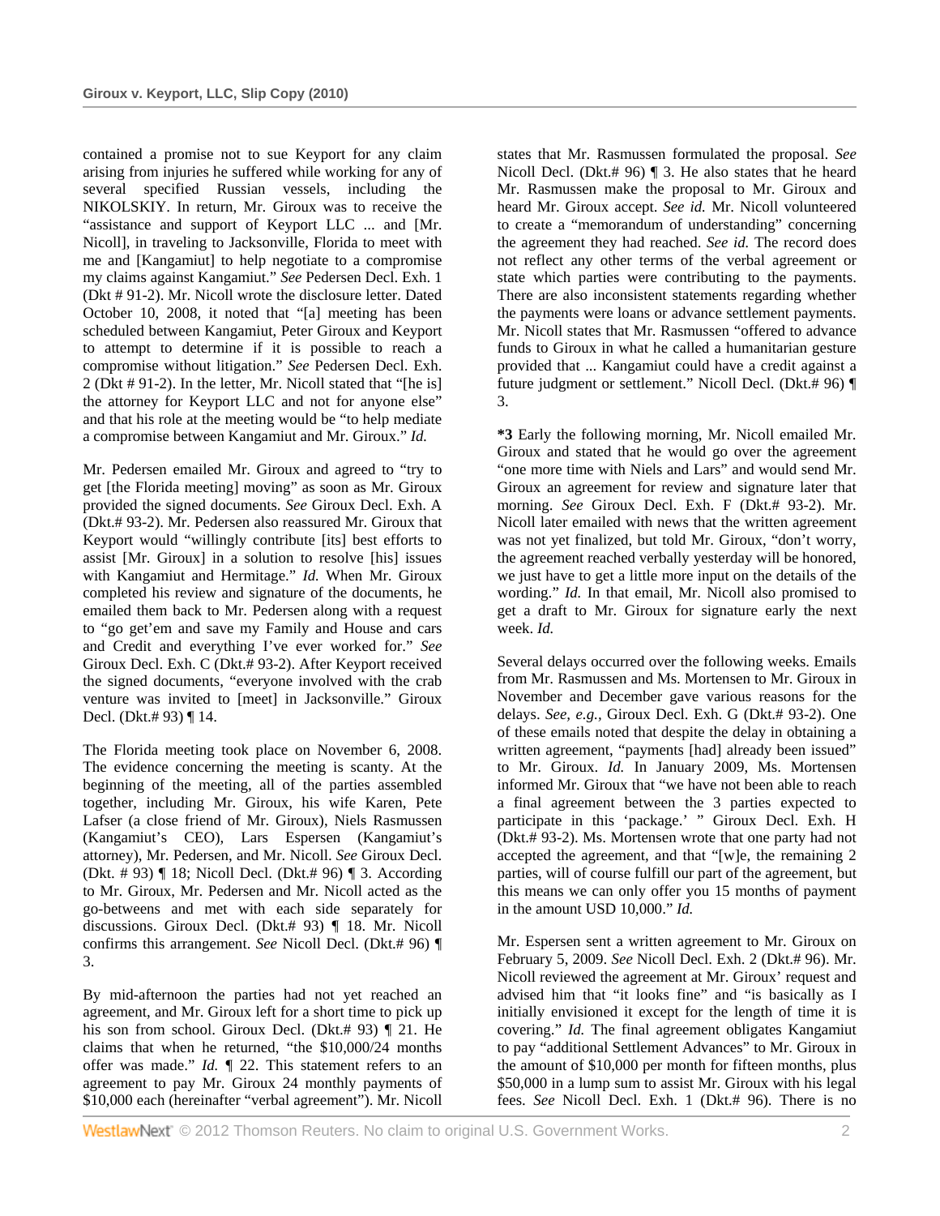contained a promise not to sue Keyport for any claim arising from injuries he suffered while working for any of several specified Russian vessels, including the NIKOLSKIY. In return, Mr. Giroux was to receive the "assistance and support of Keyport LLC ... and [Mr. Nicoll], in traveling to Jacksonville, Florida to meet with me and [Kangamiut] to help negotiate to a compromise my claims against Kangamiut." *See* Pedersen Decl. Exh. 1 (Dkt # 91-2). Mr. Nicoll wrote the disclosure letter. Dated October 10, 2008, it noted that "[a] meeting has been scheduled between Kangamiut, Peter Giroux and Keyport to attempt to determine if it is possible to reach a compromise without litigation." *See* Pedersen Decl. Exh. 2 (Dkt # 91-2). In the letter, Mr. Nicoll stated that "[he is] the attorney for Keyport LLC and not for anyone else" and that his role at the meeting would be "to help mediate a compromise between Kangamiut and Mr. Giroux." *Id.*

Mr. Pedersen emailed Mr. Giroux and agreed to "try to get [the Florida meeting] moving" as soon as Mr. Giroux provided the signed documents. *See* Giroux Decl. Exh. A (Dkt.# 93-2). Mr. Pedersen also reassured Mr. Giroux that Keyport would "willingly contribute [its] best efforts to assist [Mr. Giroux] in a solution to resolve [his] issues with Kangamiut and Hermitage." *Id.* When Mr. Giroux completed his review and signature of the documents, he emailed them back to Mr. Pedersen along with a request to "go get'em and save my Family and House and cars and Credit and everything I've ever worked for." *See* Giroux Decl. Exh. C (Dkt.# 93-2). After Keyport received the signed documents, "everyone involved with the crab venture was invited to [meet] in Jacksonville." Giroux Decl. (Dkt.# 93) ¶ 14.

The Florida meeting took place on November 6, 2008. The evidence concerning the meeting is scanty. At the beginning of the meeting, all of the parties assembled together, including Mr. Giroux, his wife Karen, Pete Lafser (a close friend of Mr. Giroux), Niels Rasmussen (Kangamiut's CEO), Lars Espersen (Kangamiut's attorney), Mr. Pedersen, and Mr. Nicoll. *See* Giroux Decl. (Dkt. # 93) ¶ 18; Nicoll Decl. (Dkt.# 96) ¶ 3. According to Mr. Giroux, Mr. Pedersen and Mr. Nicoll acted as the go-betweens and met with each side separately for discussions. Giroux Decl. (Dkt.# 93) ¶ 18. Mr. Nicoll confirms this arrangement. *See* Nicoll Decl. (Dkt.# 96) ¶ 3.

By mid-afternoon the parties had not yet reached an agreement, and Mr. Giroux left for a short time to pick up his son from school. Giroux Decl. (Dkt.# 93) ¶ 21. He claims that when he returned, "the $10,000/24 months offer was made." *Id.* ¶ 22. This statement refers to an agreement to pay Mr. Giroux 24 monthly payments of $10,000 each (hereinafter "verbal agreement"). Mr. Nicoll states that Mr. Rasmussen formulated the proposal. *See* Nicoll Decl. (Dkt.# 96) ¶ 3. He also states that he heard Mr. Rasmussen make the proposal to Mr. Giroux and heard Mr. Giroux accept. *See id.* Mr. Nicoll volunteered to create a "memorandum of understanding" concerning the agreement they had reached. *See id.* The record does not reflect any other terms of the verbal agreement or state which parties were contributing to the payments. There are also inconsistent statements regarding whether the payments were loans or advance settlement payments. Mr. Nicoll states that Mr. Rasmussen "offered to advance funds to Giroux in what he called a humanitarian gesture provided that ... Kangamiut could have a credit against a future judgment or settlement." Nicoll Decl. (Dkt.# 96) ¶ 3.

**\*3** Early the following morning, Mr. Nicoll emailed Mr. Giroux and stated that he would go over the agreement "one more time with Niels and Lars" and would send Mr. Giroux an agreement for review and signature later that morning. *See* Giroux Decl. Exh. F (Dkt.# 93-2). Mr. Nicoll later emailed with news that the written agreement was not yet finalized, but told Mr. Giroux, "don't worry, the agreement reached verbally yesterday will be honored, we just have to get a little more input on the details of the wording." *Id.* In that email, Mr. Nicoll also promised to get a draft to Mr. Giroux for signature early the next week. *Id.*

Several delays occurred over the following weeks. Emails from Mr. Rasmussen and Ms. Mortensen to Mr. Giroux in November and December gave various reasons for the delays. *See, e.g.,* Giroux Decl. Exh. G (Dkt.# 93-2). One of these emails noted that despite the delay in obtaining a written agreement, "payments [had] already been issued" to Mr. Giroux. *Id.* In January 2009, Ms. Mortensen informed Mr. Giroux that "we have not been able to reach a final agreement between the 3 parties expected to participate in this 'package.' " Giroux Decl. Exh. H (Dkt.# 93-2). Ms. Mortensen wrote that one party had not accepted the agreement, and that "[w]e, the remaining 2 parties, will of course fulfill our part of the agreement, but this means we can only offer you 15 months of payment in the amount USD 10,000." *Id.*

Mr. Espersen sent a written agreement to Mr. Giroux on February 5, 2009. *See* Nicoll Decl. Exh. 2 (Dkt.# 96). Mr. Nicoll reviewed the agreement at Mr. Giroux' request and advised him that "it looks fine" and "is basically as I initially envisioned it except for the length of time it is covering." *Id.* The final agreement obligates Kangamiut to pay "additional Settlement Advances" to Mr. Giroux in the amount of $10,000 per month for fifteen months, plus $50,000 in a lump sum to assist Mr. Giroux with his legal fees. *See* Nicoll Decl. Exh. 1 (Dkt.# 96). There is no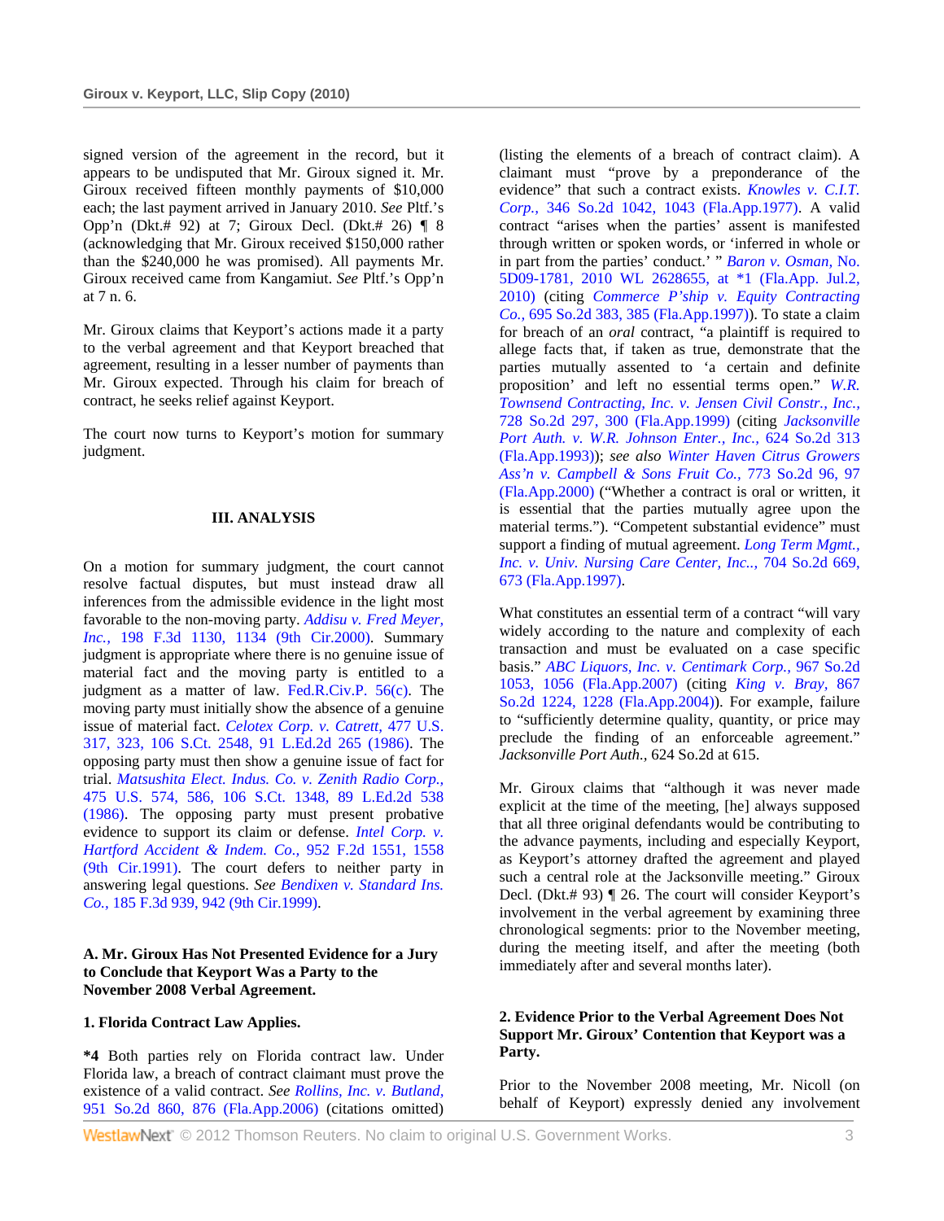signed version of the agreement in the record, but it appears to be undisputed that Mr. Giroux signed it. Mr. Giroux received fifteen monthly payments of $10,000 each; the last payment arrived in January 2010. *See* Pltf.'s Opp'n (Dkt.# 92) at 7; Giroux Decl. (Dkt.# 26) ¶ 8 (acknowledging that Mr. Giroux received $150,000 rather than the $240,000 he was promised). All payments Mr. Giroux received came from Kangamiut. *See* Pltf.'s Opp'n at 7 n. 6.

Mr. Giroux claims that Keyport's actions made it a party to the verbal agreement and that Keyport breached that agreement, resulting in a lesser number of payments than Mr. Giroux expected. Through his claim for breach of contract, he seeks relief against Keyport.

The court now turns to Keyport's motion for summary judgment.

## III. ANALYSIS

On a motion for summary judgment, the court cannot resolve factual disputes, but must instead draw all inferences from the admissible evidence in the light most favorable to the non-moving party. *Addisu v. Fred Meyer, Inc.,* 198 F.3d 1130, 1134 (9th Cir.2000). Summary judgment is appropriate where there is no genuine issue of material fact and the moving party is entitled to a judgment as a matter of law. Fed.R.Civ.P. 56(c). The moving party must initially show the absence of a genuine issue of material fact. *Celotex Corp. v. Catrett,* 477 U.S. 317, 323, 106 S.Ct. 2548, 91 L.Ed.2d 265 (1986). The opposing party must then show a genuine issue of fact for trial. *Matsushita Elect. Indus. Co. v. Zenith Radio Corp.,* 475 U.S. 574, 586, 106 S.Ct. 1348, 89 L.Ed.2d 538 (1986). The opposing party must present probative evidence to support its claim or defense. *Intel Corp. v. Hartford Accident & Indem. Co.,* 952 F.2d 1551, 1558 (9th Cir.1991). The court defers to neither party in answering legal questions. *See Bendixen v. Standard Ins. Co.,* 185 F.3d 939, 942 (9th Cir.1999).

### A. Mr. Giroux Has Not Presented Evidence for a Jury to Conclude that Keyport Was a Party to the November 2008 Verbal Agreement.

#### 1. Florida Contract Law Applies.

**\*4** Both parties rely on Florida contract law. Under Florida law, a breach of contract claimant must prove the existence of a valid contract. *See Rollins, Inc. v. Butland,* 951 So.2d 860, 876 (Fla.App.2006) (citations omitted) (listing the elements of a breach of contract claim). A claimant must "prove by a preponderance of the evidence" that such a contract exists. *Knowles v. C.I.T. Corp.,* 346 So.2d 1042, 1043 (Fla.App.1977). A valid contract "arises when the parties' assent is manifested through written or spoken words, or 'inferred in whole or in part from the parties' conduct.' " *Baron v. Osman,* No. 5D09-1781, 2010 WL 2628655, at \*1 (Fla.App. Jul.2, 2010) (citing *Commerce P'ship v. Equity Contracting Co.,* 695 So.2d 383, 385 (Fla.App.1997)). To state a claim for breach of an *oral* contract, "a plaintiff is required to allege facts that, if taken as true, demonstrate that the parties mutually assented to 'a certain and definite proposition' and left no essential terms open." *W.R. Townsend Contracting, Inc. v. Jensen Civil Constr., Inc.,* 728 So.2d 297, 300 (Fla.App.1999) (citing *Jacksonville Port Auth. v. W.R. Johnson Enter., Inc.,* 624 So.2d 313 (Fla.App.1993)); *see also Winter Haven Citrus Growers Ass'n v. Campbell & Sons Fruit Co.,* 773 So.2d 96, 97 (Fla.App.2000) ("Whether a contract is oral or written, it is essential that the parties mutually agree upon the material terms."). "Competent substantial evidence" must support a finding of mutual agreement. *Long Term Mgmt., Inc. v. Univ. Nursing Care Center, Inc.,* 704 So.2d 669, 673 (Fla.App.1997).

What constitutes an essential term of a contract "will vary widely according to the nature and complexity of each transaction and must be evaluated on a case specific basis." *ABC Liquors, Inc. v. Centimark Corp.,* 967 So.2d 1053, 1056 (Fla.App.2007) (citing *King v. Bray,* 867 So.2d 1224, 1228 (Fla.App.2004)). For example, failure to "sufficiently determine quality, quantity, or price may preclude the finding of an enforceable agreement." *Jacksonville Port Auth.,* 624 So.2d at 615.

Mr. Giroux claims that "although it was never made explicit at the time of the meeting, [he] always supposed that all three original defendants would be contributing to the advance payments, including and especially Keyport, as Keyport's attorney drafted the agreement and played such a central role at the Jacksonville meeting." Giroux Decl. (Dkt.# 93) ¶ 26. The court will consider Keyport's involvement in the verbal agreement by examining three chronological segments: prior to the November meeting, during the meeting itself, and after the meeting (both immediately after and several months later).

#### 2. Evidence Prior to the Verbal Agreement Does Not Support Mr. Giroux' Contention that Keyport was a Party.

Prior to the November 2008 meeting, Mr. Nicoll (on behalf of Keyport) expressly denied any involvement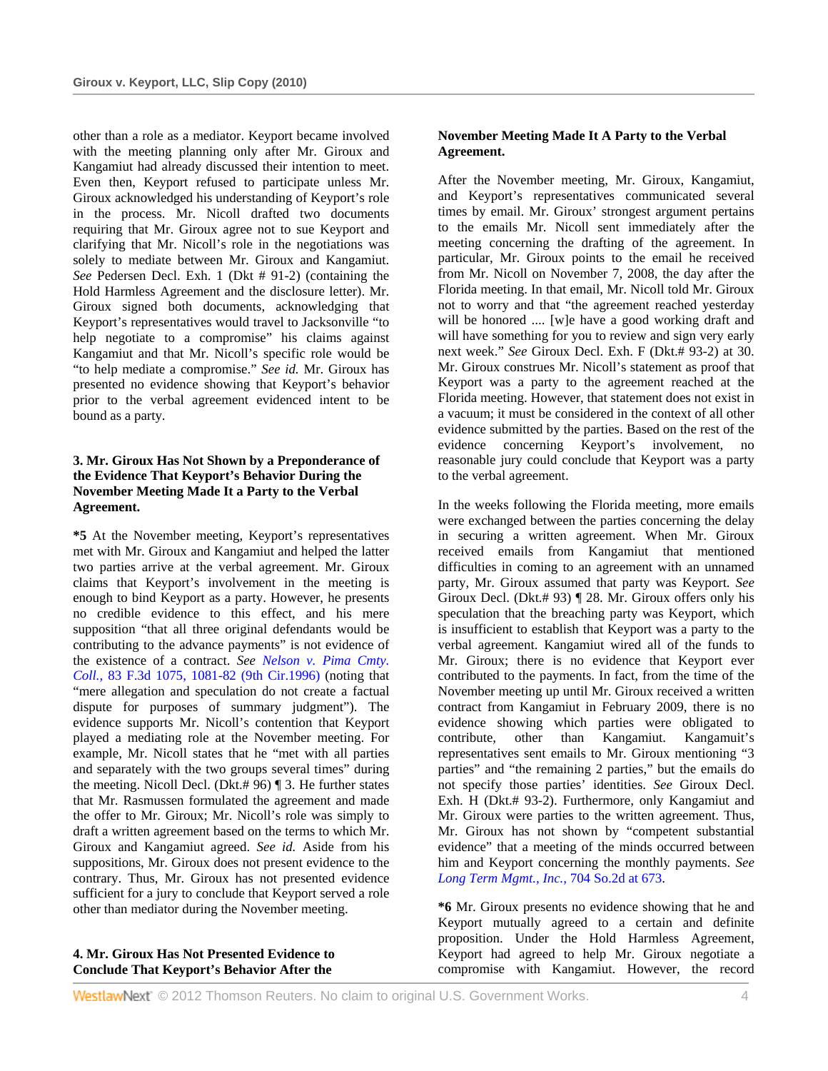other than a role as a mediator. Keyport became involved with the meeting planning only after Mr. Giroux and Kangamiut had already discussed their intention to meet. Even then, Keyport refused to participate unless Mr. Giroux acknowledged his understanding of Keyport's role in the process. Mr. Nicoll drafted two documents requiring that Mr. Giroux agree not to sue Keyport and clarifying that Mr. Nicoll's role in the negotiations was solely to mediate between Mr. Giroux and Kangamiut. *See* Pedersen Decl. Exh. 1 (Dkt # 91-2) (containing the Hold Harmless Agreement and the disclosure letter). Mr. Giroux signed both documents, acknowledging that Keyport's representatives would travel to Jacksonville "to help negotiate to a compromise" his claims against Kangamiut and that Mr. Nicoll's specific role would be "to help mediate a compromise." *See id.* Mr. Giroux has presented no evidence showing that Keyport's behavior prior to the verbal agreement evidenced intent to be bound as a party.

**3. Mr. Giroux Has Not Shown by a Preponderance of the Evidence That Keyport's Behavior During the November Meeting Made It a Party to the Verbal Agreement.**

**\*5** At the November meeting, Keyport's representatives met with Mr. Giroux and Kangamiut and helped the latter two parties arrive at the verbal agreement. Mr. Giroux claims that Keyport's involvement in the meeting is enough to bind Keyport as a party. However, he presents no credible evidence to this effect, and his mere supposition "that all three original defendants would be contributing to the advance payments" is not evidence of the existence of a contract. *See Nelson v. Pima Cmty. Coll.,* 83 F.3d 1075, 1081-82 (9th Cir.1996) (noting that "mere allegation and speculation do not create a factual dispute for purposes of summary judgment"). The evidence supports Mr. Nicoll's contention that Keyport played a mediating role at the November meeting. For example, Mr. Nicoll states that he "met with all parties and separately with the two groups several times" during the meeting. Nicoll Decl. (Dkt.# 96) ¶ 3. He further states that Mr. Rasmussen formulated the agreement and made the offer to Mr. Giroux; Mr. Nicoll's role was simply to draft a written agreement based on the terms to which Mr. Giroux and Kangamiut agreed. *See id.* Aside from his suppositions, Mr. Giroux does not present evidence to the contrary. Thus, Mr. Giroux has not presented evidence sufficient for a jury to conclude that Keyport served a role other than mediator during the November meeting.

**4. Mr. Giroux Has Not Presented Evidence to Conclude That Keyport's Behavior After the November Meeting Made It A Party to the Verbal Agreement.**

After the November meeting, Mr. Giroux, Kangamiut, and Keyport's representatives communicated several times by email. Mr. Giroux' strongest argument pertains to the emails Mr. Nicoll sent immediately after the meeting concerning the drafting of the agreement. In particular, Mr. Giroux points to the email he received from Mr. Nicoll on November 7, 2008, the day after the Florida meeting. In that email, Mr. Nicoll told Mr. Giroux not to worry and that "the agreement reached yesterday will be honored .... [w]e have a good working draft and will have something for you to review and sign very early next week." *See* Giroux Decl. Exh. F (Dkt.# 93-2) at 30. Mr. Giroux construes Mr. Nicoll's statement as proof that Keyport was a party to the agreement reached at the Florida meeting. However, that statement does not exist in a vacuum; it must be considered in the context of all other evidence submitted by the parties. Based on the rest of the evidence concerning Keyport's involvement, no reasonable jury could conclude that Keyport was a party to the verbal agreement.

In the weeks following the Florida meeting, more emails were exchanged between the parties concerning the delay in securing a written agreement. When Mr. Giroux received emails from Kangamiut that mentioned difficulties in coming to an agreement with an unnamed party, Mr. Giroux assumed that party was Keyport. *See* Giroux Decl. (Dkt.# 93) ¶ 28. Mr. Giroux offers only his speculation that the breaching party was Keyport, which is insufficient to establish that Keyport was a party to the verbal agreement. Kangamiut wired all of the funds to Mr. Giroux; there is no evidence that Keyport ever contributed to the payments. In fact, from the time of the November meeting up until Mr. Giroux received a written contract from Kangamiut in February 2009, there is no evidence showing which parties were obligated to contribute, other than Kangamiut. Kangamuit's representatives sent emails to Mr. Giroux mentioning "3 parties" and "the remaining 2 parties," but the emails do not specify those parties' identities. *See* Giroux Decl. Exh. H (Dkt.# 93-2). Furthermore, only Kangamiut and Mr. Giroux were parties to the written agreement. Thus, Mr. Giroux has not shown by "competent substantial evidence" that a meeting of the minds occurred between him and Keyport concerning the monthly payments. *See Long Term Mgmt., Inc.,* 704 So.2d at 673.

**\*6** Mr. Giroux presents no evidence showing that he and Keyport mutually agreed to a certain and definite proposition. Under the Hold Harmless Agreement, Keyport had agreed to help Mr. Giroux negotiate a compromise with Kangamiut. However, the record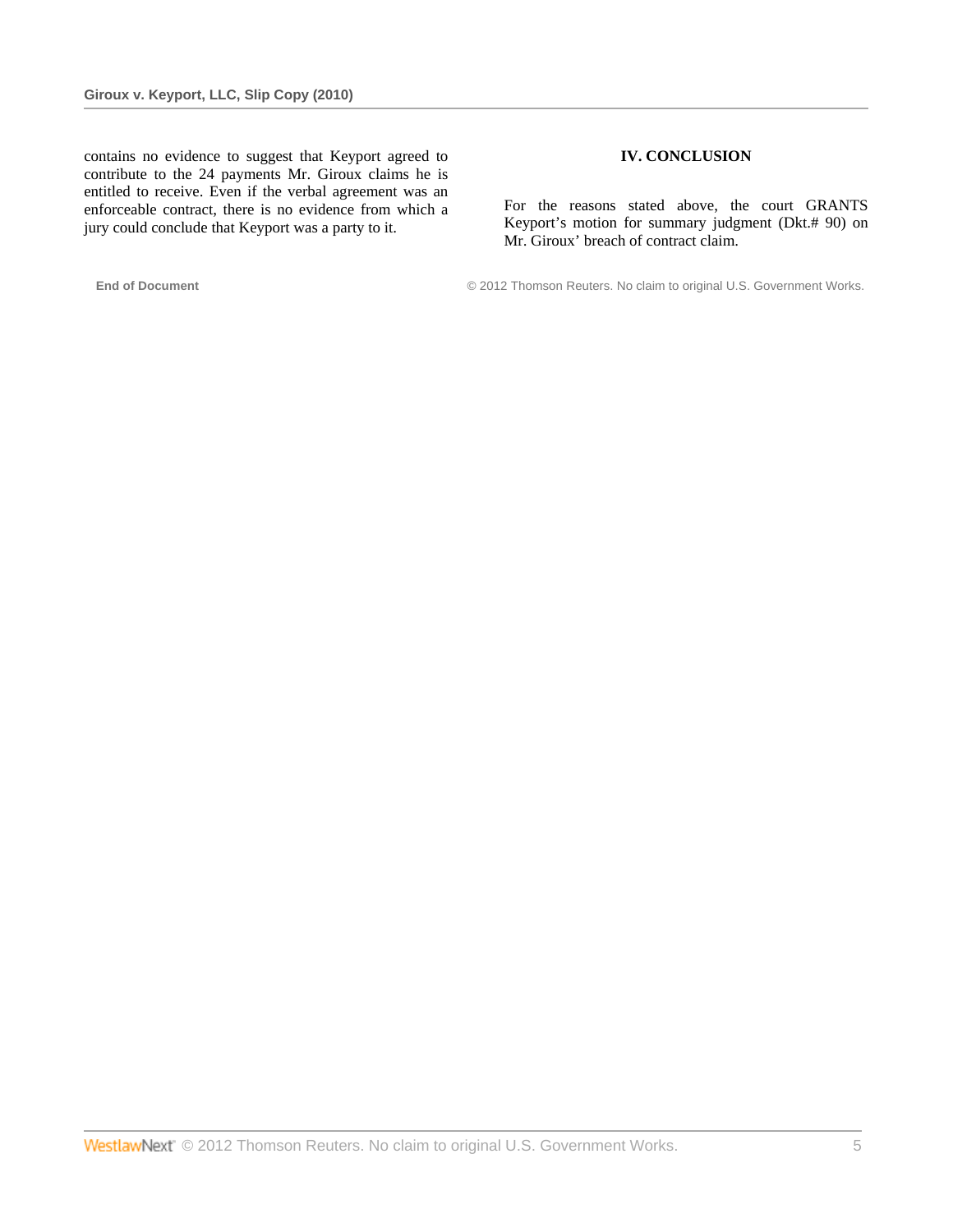contains no evidence to suggest that Keyport agreed to contribute to the 24 payments Mr. Giroux claims he is entitled to receive. Even if the verbal agreement was an enforceable contract, there is no evidence from which a jury could conclude that Keyport was a party to it.

## IV. CONCLUSION

For the reasons stated above, the court GRANTS Keyport's motion for summary judgment (Dkt.# 90) on Mr. Giroux' breach of contract claim.

**End of Document**